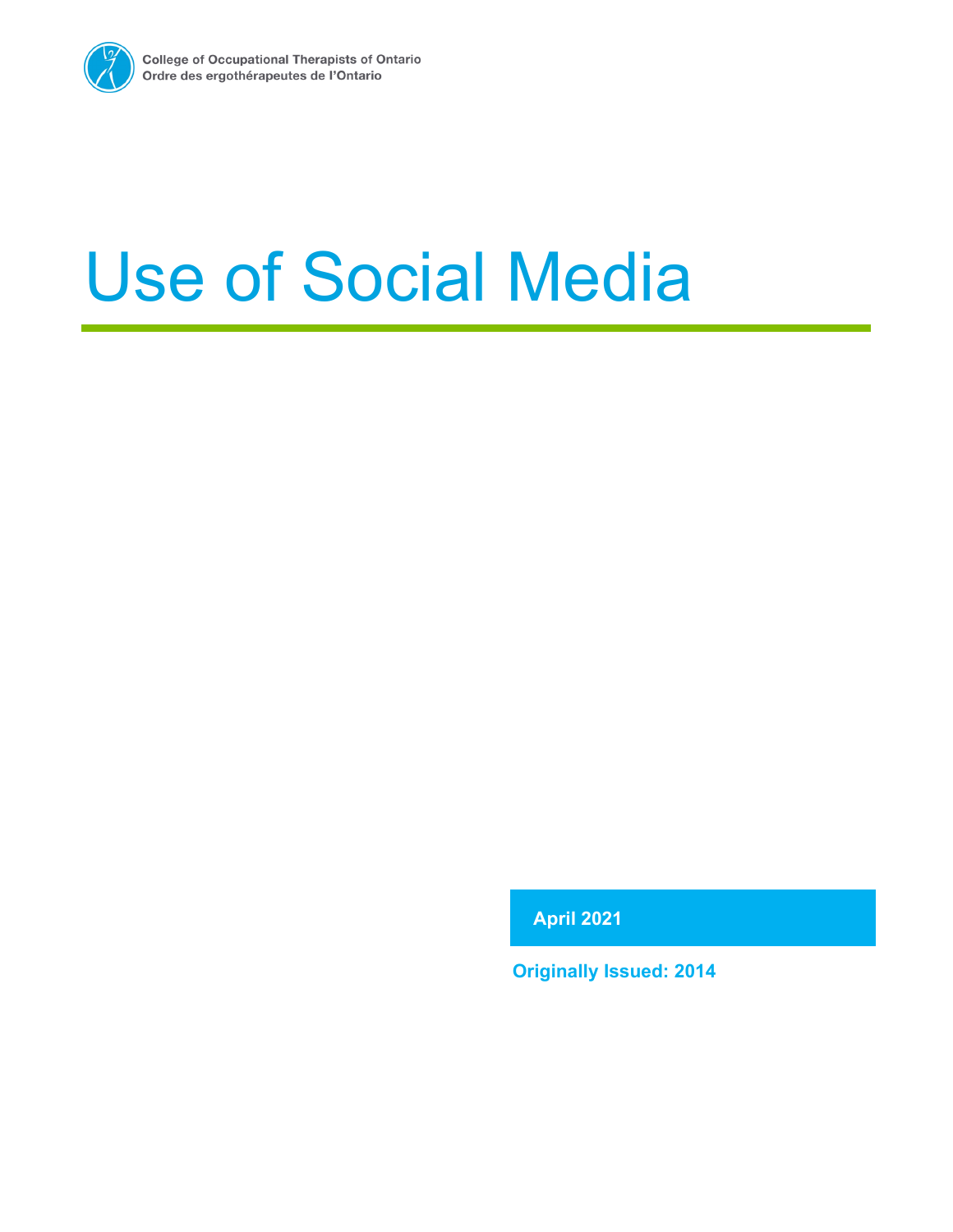College of Occupational Therapists of Ontario
Ordre des ergothérapeutes de l'Ontario

# Use of Social Media

**April 2021**

**Originally Issued: 2014**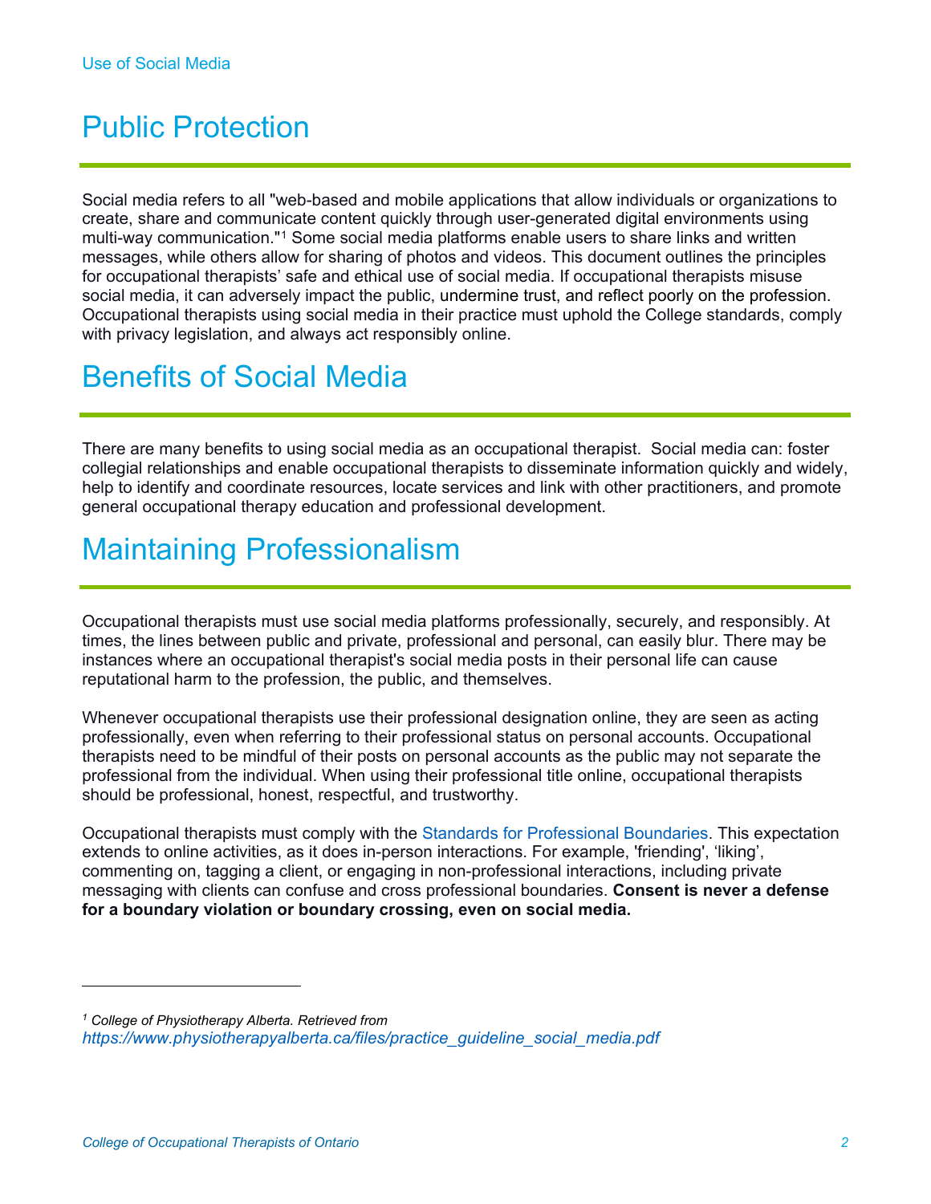# Public Protection

Social media refers to all "web-based and mobile applications that allow individuals or organizations to create, share and communicate content quickly through user-generated digital environments using multi-way communication."[1] Some social media platforms enable users to share links and written messages, while others allow for sharing of photos and videos. This document outlines the principles for occupational therapists' safe and ethical use of social media. If occupational therapists misuse social media, it can adversely impact the public, undermine trust, and reflect poorly on the profession. Occupational therapists using social media in their practice must uphold the College standards, comply with privacy legislation, and always act responsibly online.

# Benefits of Social Media

There are many benefits to using social media as an occupational therapist. Social media can: foster collegial relationships and enable occupational therapists to disseminate information quickly and widely, help to identify and coordinate resources, locate services and link with other practitioners, and promote general occupational therapy education and professional development.

# Maintaining Professionalism

Occupational therapists must use social media platforms professionally, securely, and responsibly. At times, the lines between public and private, professional and personal, can easily blur. There may be instances where an occupational therapist's social media posts in their personal life can cause reputational harm to the profession, the public, and themselves.

Whenever occupational therapists use their professional designation online, they are seen as acting professionally, even when referring to their professional status on personal accounts. Occupational therapists need to be mindful of their posts on personal accounts as the public may not separate the professional from the individual. When using their professional title online, occupational therapists should be professional, honest, respectful, and trustworthy.

Occupational therapists must comply with the Standards for Professional Boundaries. This expectation extends to online activities, as it does in-person interactions. For example, 'friending', 'liking', commenting on, tagging a client, or engaging in non-professional interactions, including private messaging with clients can confuse and cross professional boundaries. **Consent is never a defense for a boundary violation or boundary crossing, even on social media.**

---

[1] *College of Physiotherapy Alberta. Retrieved from https://www.physiotherapyalberta.ca/files/practice_guideline_social_media.pdf*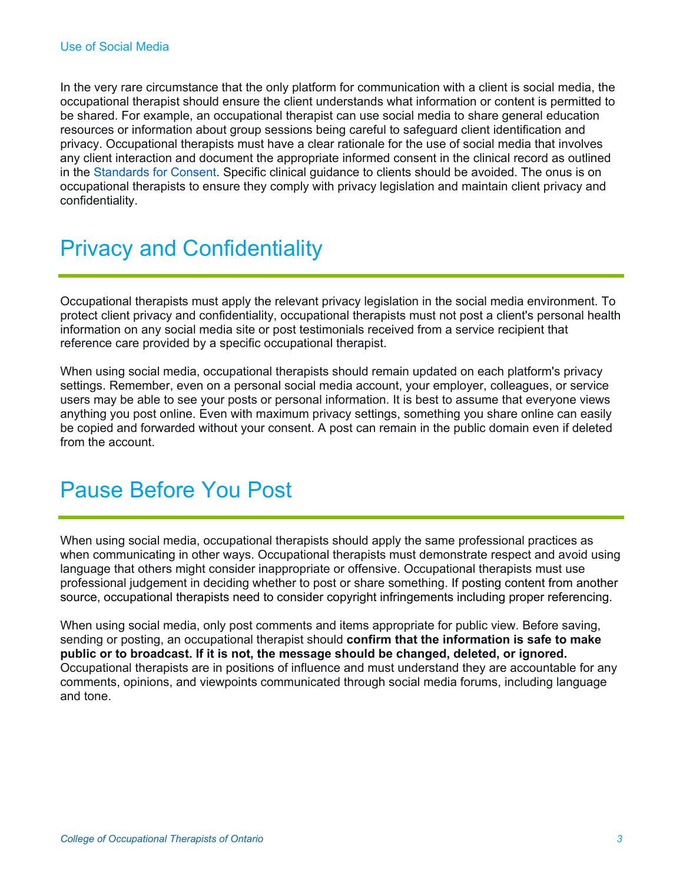In the very rare circumstance that the only platform for communication with a client is social media, the occupational therapist should ensure the client understands what information or content is permitted to be shared. For example, an occupational therapist can use social media to share general education resources or information about group sessions being careful to safeguard client identification and privacy. Occupational therapists must have a clear rationale for the use of social media that involves any client interaction and document the appropriate informed consent in the clinical record as outlined in the Standards for Consent. Specific clinical guidance to clients should be avoided. The onus is on occupational therapists to ensure they comply with privacy legislation and maintain client privacy and confidentiality.

# Privacy and Confidentiality

Occupational therapists must apply the relevant privacy legislation in the social media environment. To protect client privacy and confidentiality, occupational therapists must not post a client's personal health information on any social media site or post testimonials received from a service recipient that reference care provided by a specific occupational therapist.

When using social media, occupational therapists should remain updated on each platform's privacy settings. Remember, even on a personal social media account, your employer, colleagues, or service users may be able to see your posts or personal information. It is best to assume that everyone views anything you post online. Even with maximum privacy settings, something you share online can easily be copied and forwarded without your consent. A post can remain in the public domain even if deleted from the account.

# Pause Before You Post

When using social media, occupational therapists should apply the same professional practices as when communicating in other ways. Occupational therapists must demonstrate respect and avoid using language that others might consider inappropriate or offensive. Occupational therapists must use professional judgement in deciding whether to post or share something. If posting content from another source, occupational therapists need to consider copyright infringements including proper referencing.

When using social media, only post comments and items appropriate for public view. Before saving, sending or posting, an occupational therapist should **confirm that the information is safe to make public or to broadcast. If it is not, the message should be changed, deleted, or ignored.** Occupational therapists are in positions of influence and must understand they are accountable for any comments, opinions, and viewpoints communicated through social media forums, including language and tone.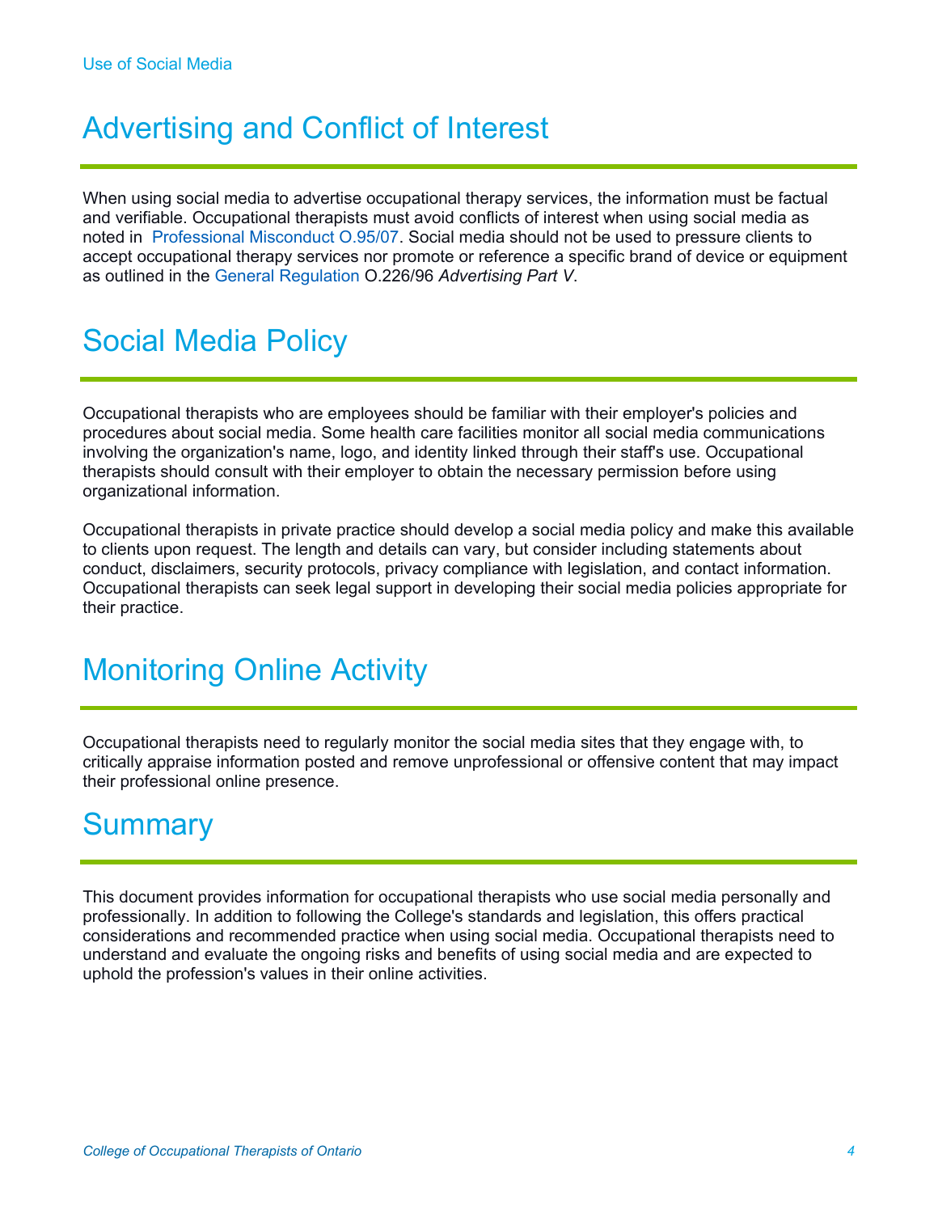## Advertising and Conflict of Interest

When using social media to advertise occupational therapy services, the information must be factual and verifiable. Occupational therapists must avoid conflicts of interest when using social media as noted in Professional Misconduct O.95/07. Social media should not be used to pressure clients to accept occupational therapy services nor promote or reference a specific brand of device or equipment as outlined in the General Regulation O.226/96 *Advertising Part V*.

## Social Media Policy

Occupational therapists who are employees should be familiar with their employer's policies and procedures about social media. Some health care facilities monitor all social media communications involving the organization's name, logo, and identity linked through their staff's use. Occupational therapists should consult with their employer to obtain the necessary permission before using organizational information.

Occupational therapists in private practice should develop a social media policy and make this available to clients upon request. The length and details can vary, but consider including statements about conduct, disclaimers, security protocols, privacy compliance with legislation, and contact information. Occupational therapists can seek legal support in developing their social media policies appropriate for their practice.

## Monitoring Online Activity

Occupational therapists need to regularly monitor the social media sites that they engage with, to critically appraise information posted and remove unprofessional or offensive content that may impact their professional online presence.

## Summary

This document provides information for occupational therapists who use social media personally and professionally. In addition to following the College's standards and legislation, this offers practical considerations and recommended practice when using social media. Occupational therapists need to understand and evaluate the ongoing risks and benefits of using social media and are expected to uphold the profession's values in their online activities.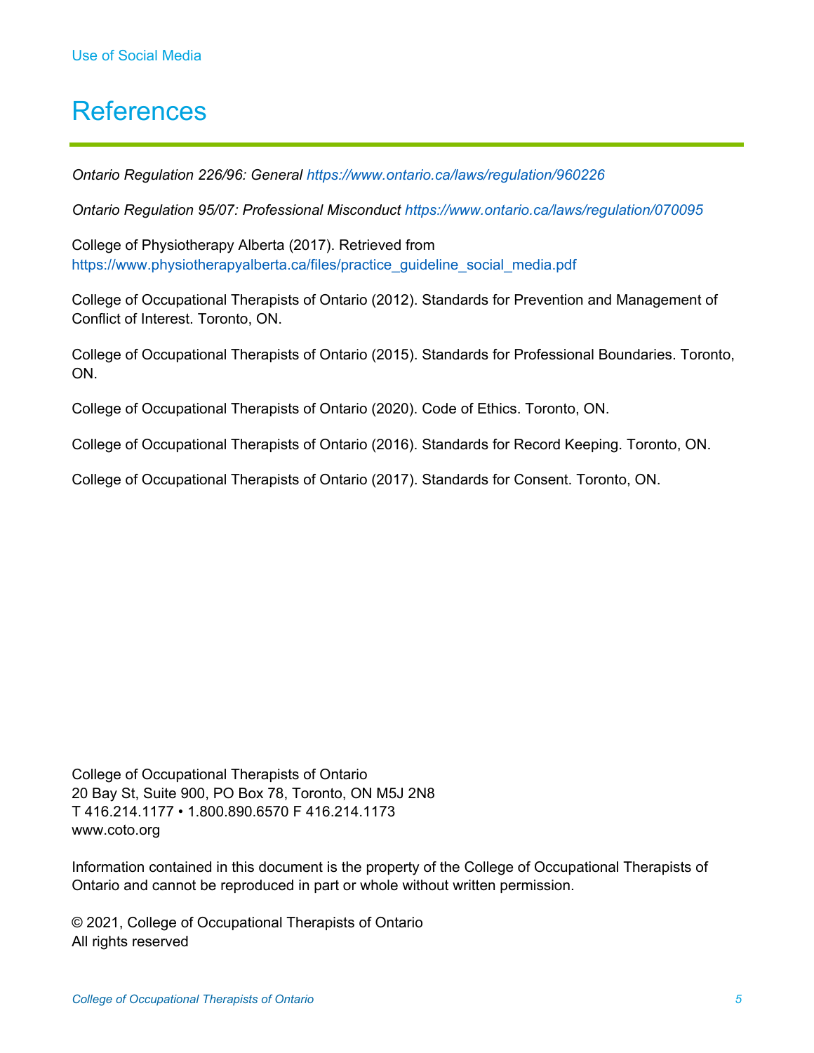# References

*Ontario Regulation 226/96: General https://www.ontario.ca/laws/regulation/960226*

*Ontario Regulation 95/07: Professional Misconduct https://www.ontario.ca/laws/regulation/070095*

College of Physiotherapy Alberta (2017). Retrieved from https://www.physiotherapyalberta.ca/files/practice_guideline_social_media.pdf

College of Occupational Therapists of Ontario (2012). Standards for Prevention and Management of Conflict of Interest. Toronto, ON.

College of Occupational Therapists of Ontario (2015). Standards for Professional Boundaries. Toronto, ON.

College of Occupational Therapists of Ontario (2020). Code of Ethics. Toronto, ON.

College of Occupational Therapists of Ontario (2016). Standards for Record Keeping. Toronto, ON.

College of Occupational Therapists of Ontario (2017). Standards for Consent. Toronto, ON.

College of Occupational Therapists of Ontario
20 Bay St, Suite 900, PO Box 78, Toronto, ON M5J 2N8
T 416.214.1177 • 1.800.890.6570 F 416.214.1173
www.coto.org

Information contained in this document is the property of the College of Occupational Therapists of Ontario and cannot be reproduced in part or whole without written permission.

© 2021, College of Occupational Therapists of Ontario
All rights reserved